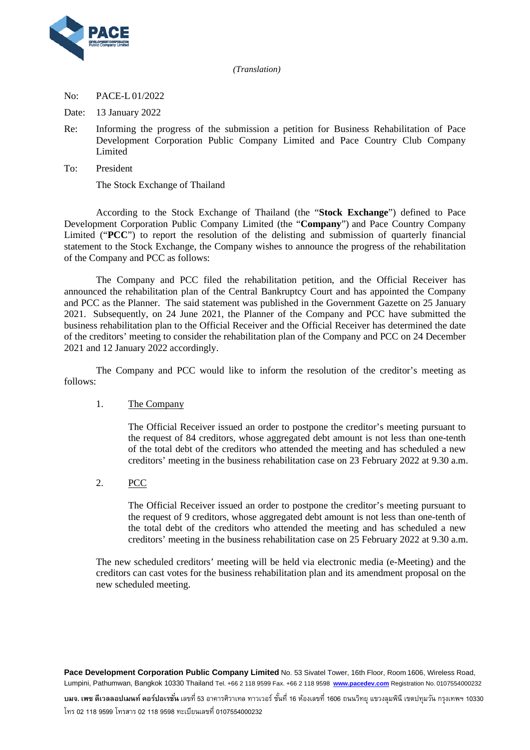*(Translation)*

No: PACE-L 01/2022

Date: 13 January 2022

Re: Informing the progress of the submission a petition for Business Rehabilitation of Pace Development Corporation Public Company Limited and Pace Country Club Company Limited

To: President
The Stock Exchange of Thailand

According to the Stock Exchange of Thailand (the "**Stock Exchange**") defined to Pace Development Corporation Public Company Limited (the "**Company**") and Pace Country Company Limited ("**PCC**") to report the resolution of the delisting and submission of quarterly financial statement to the Stock Exchange, the Company wishes to announce the progress of the rehabilitation of the Company and PCC as follows:

The Company and PCC filed the rehabilitation petition, and the Official Receiver has announced the rehabilitation plan of the Central Bankruptcy Court and has appointed the Company and PCC as the Planner. The said statement was published in the Government Gazette on 25 January 2021. Subsequently, on 24 June 2021, the Planner of the Company and PCC have submitted the business rehabilitation plan to the Official Receiver and the Official Receiver has determined the date of the creditors' meeting to consider the rehabilitation plan of the Company and PCC on 24 December 2021 and 12 January 2022 accordingly.

The Company and PCC would like to inform the resolution of the creditor's meeting as follows:

1. <u>The Company</u>

   The Official Receiver issued an order to postpone the creditor's meeting pursuant to the request of 84 creditors, whose aggregated debt amount is not less than one-tenth of the total debt of the creditors who attended the meeting and has scheduled a new creditors' meeting in the business rehabilitation case on 23 February 2022 at 9.30 a.m.

2. <u>PCC</u>

   The Official Receiver issued an order to postpone the creditor's meeting pursuant to the request of 9 creditors, whose aggregated debt amount is not less than one-tenth of the total debt of the creditors who attended the meeting and has scheduled a new creditors' meeting in the business rehabilitation case on 25 February 2022 at 9.30 a.m.

The new scheduled creditors' meeting will be held via electronic media (e-Meeting) and the creditors can cast votes for the business rehabilitation plan and its amendment proposal on the new scheduled meeting.

**Pace Development Corporation Public Company Limited** No. 53 Sivatel Tower, 16th Floor, Room 1606, Wireless Road, Lumpini, Pathumwan, Bangkok 10330 Thailand Tel. +66 2 118 9599 Fax. +66 2 118 9598 www.pacedev.com Registration No. 0107554000232

**บมจ. เพซ ดีเวลลอปเมนท์ คอร์ปอเรชั่น** เลขที่ 53 อาคารศิวาเทล ทาวเวอร์ ชั้นที่ 16 ห้องเลขที่ 1606 ถนนวิทยุ แขวงลุมพินี เขตปทุมวัน กรุงเทพฯ 10330 โทร 02 118 9599 โทรสาร 02 118 9598 ทะเบียนเลขที่ 0107554000232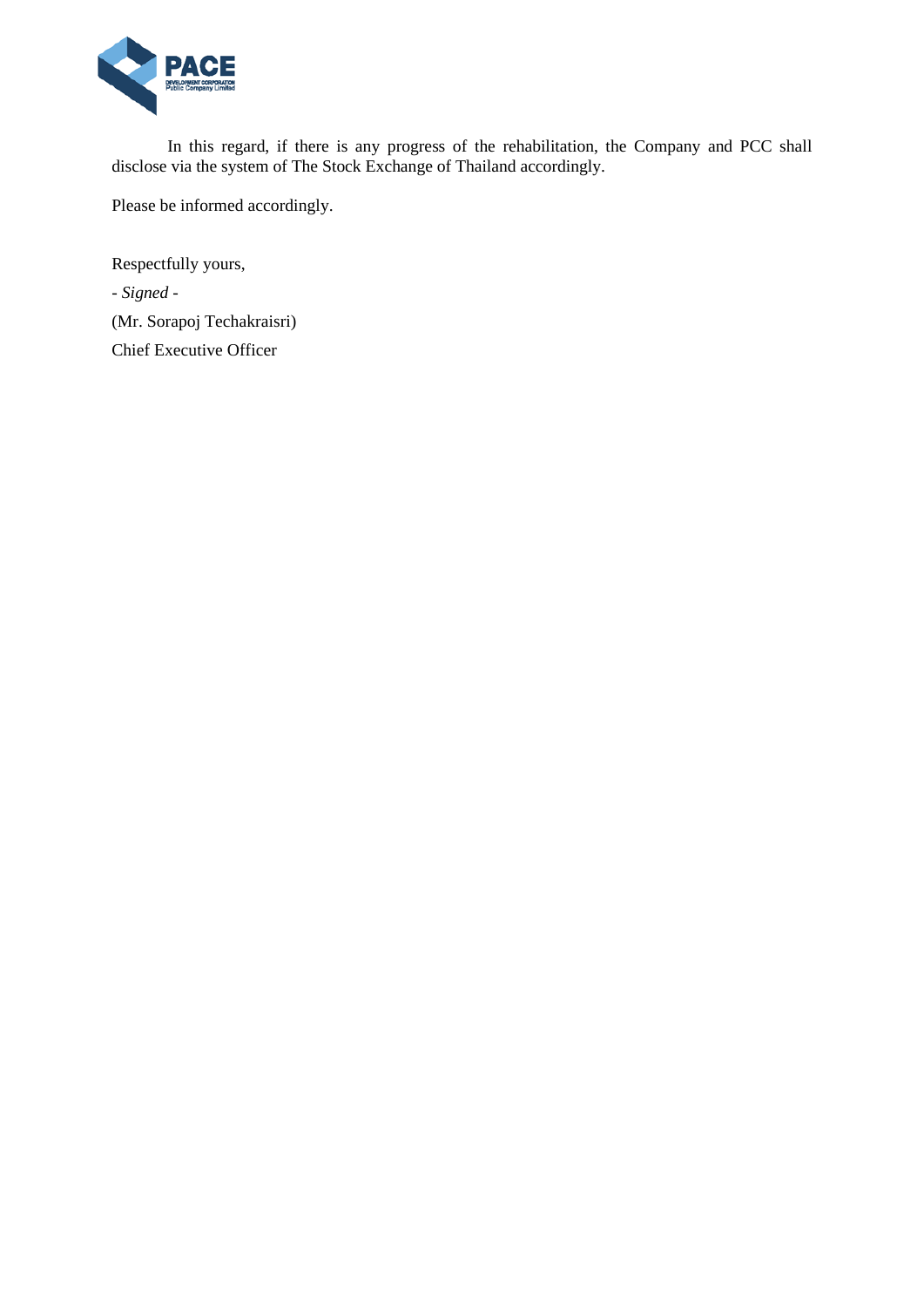In this regard, if there is any progress of the rehabilitation, the Company and PCC shall disclose via the system of The Stock Exchange of Thailand accordingly.

Please be informed accordingly.

Respectfully yours,

- *Signed* -

(Mr. Sorapoj Techakraisri)

Chief Executive Officer